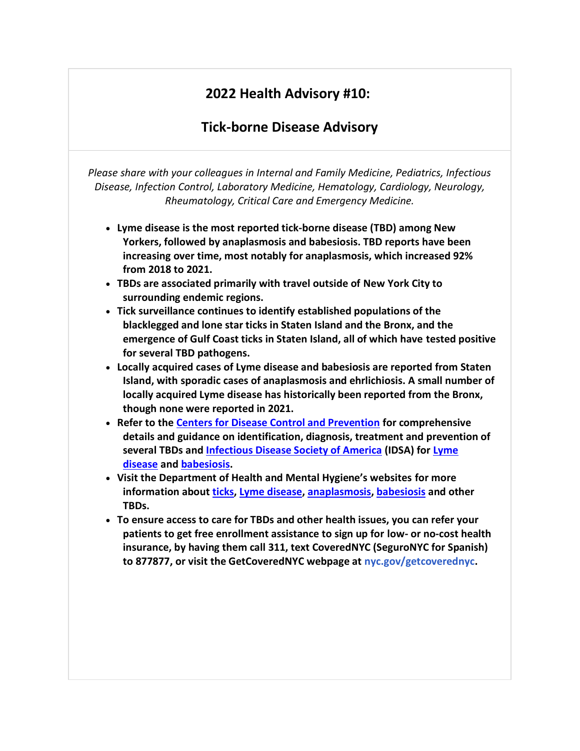# 2022 Health Advisory #10:

## Tick-borne Disease Advisory

*Please share with your colleagues in Internal and Family Medicine, Pediatrics, Infectious Disease, Infection Control, Laboratory Medicine, Hematology, Cardiology, Neurology, Rheumatology, Critical Care and Emergency Medicine.*

- **Lyme disease is the most reported tick-borne disease (TBD) among New Yorkers, followed by anaplasmosis and babesiosis. TBD reports have been increasing over time, most notably for anaplasmosis, which increased 92% from 2018 to 2021.**
- **TBDs are associated primarily with travel outside of New York City to surrounding endemic regions.**
- **Tick surveillance continues to identify established populations of the blacklegged and lone star ticks in Staten Island and the Bronx, and the emergence of Gulf Coast ticks in Staten Island, all of which have tested positive for several TBD pathogens.**
- **Locally acquired cases of Lyme disease and babesiosis are reported from Staten Island, with sporadic cases of anaplasmosis and ehrlichiosis. A small number of locally acquired Lyme disease has historically been reported from the Bronx, though none were reported in 2021.**
- **Refer to the Centers for Disease Control and Prevention for comprehensive details and guidance on identification, diagnosis, treatment and prevention of several TBDs and Infectious Disease Society of America (IDSA) for Lyme disease and babesiosis.**
- **Visit the Department of Health and Mental Hygiene's websites for more information about ticks, Lyme disease, anaplasmosis, babesiosis and other TBDs.**
- **To ensure access to care for TBDs and other health issues, you can refer your patients to get free enrollment assistance to sign up for low- or no-cost health insurance, by having them call 311, text CoveredNYC (SeguroNYC for Spanish) to 877877, or visit the GetCoveredNYC webpage at nyc.gov/getcoverednyc.**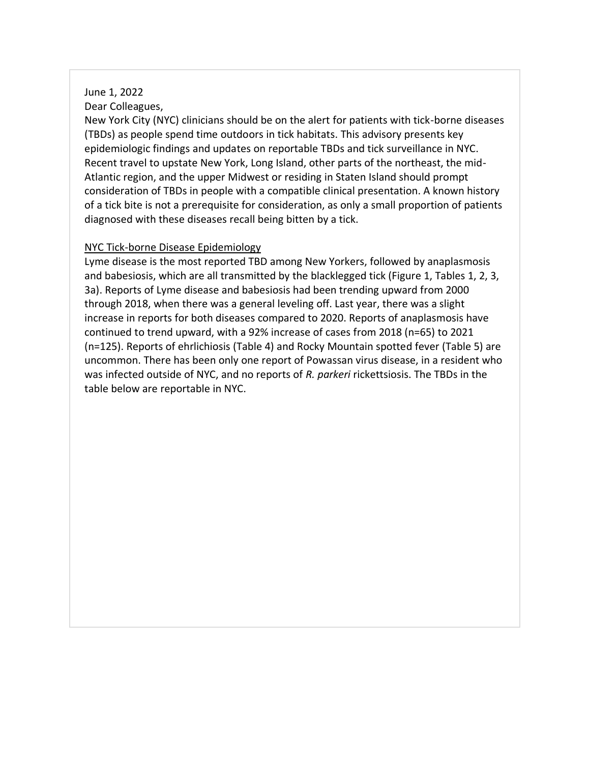June 1, 2022

Dear Colleagues,

New York City (NYC) clinicians should be on the alert for patients with tick-borne diseases (TBDs) as people spend time outdoors in tick habitats. This advisory presents key epidemiologic findings and updates on reportable TBDs and tick surveillance in NYC. Recent travel to upstate New York, Long Island, other parts of the northeast, the mid-Atlantic region, and the upper Midwest or residing in Staten Island should prompt consideration of TBDs in people with a compatible clinical presentation. A known history of a tick bite is not a prerequisite for consideration, as only a small proportion of patients diagnosed with these diseases recall being bitten by a tick.

## NYC Tick-borne Disease Epidemiology

Lyme disease is the most reported TBD among New Yorkers, followed by anaplasmosis and babesiosis, which are all transmitted by the blacklegged tick (Figure 1, Tables 1, 2, 3, 3a). Reports of Lyme disease and babesiosis had been trending upward from 2000 through 2018, when there was a general leveling off. Last year, there was a slight increase in reports for both diseases compared to 2020. Reports of anaplasmosis have continued to trend upward, with a 92% increase of cases from 2018 (n=65) to 2021 (n=125). Reports of ehrlichiosis (Table 4) and Rocky Mountain spotted fever (Table 5) are uncommon. There has been only one report of Powassan virus disease, in a resident who was infected outside of NYC, and no reports of *R. parkeri* rickettsiosis. The TBDs in the table below are reportable in NYC.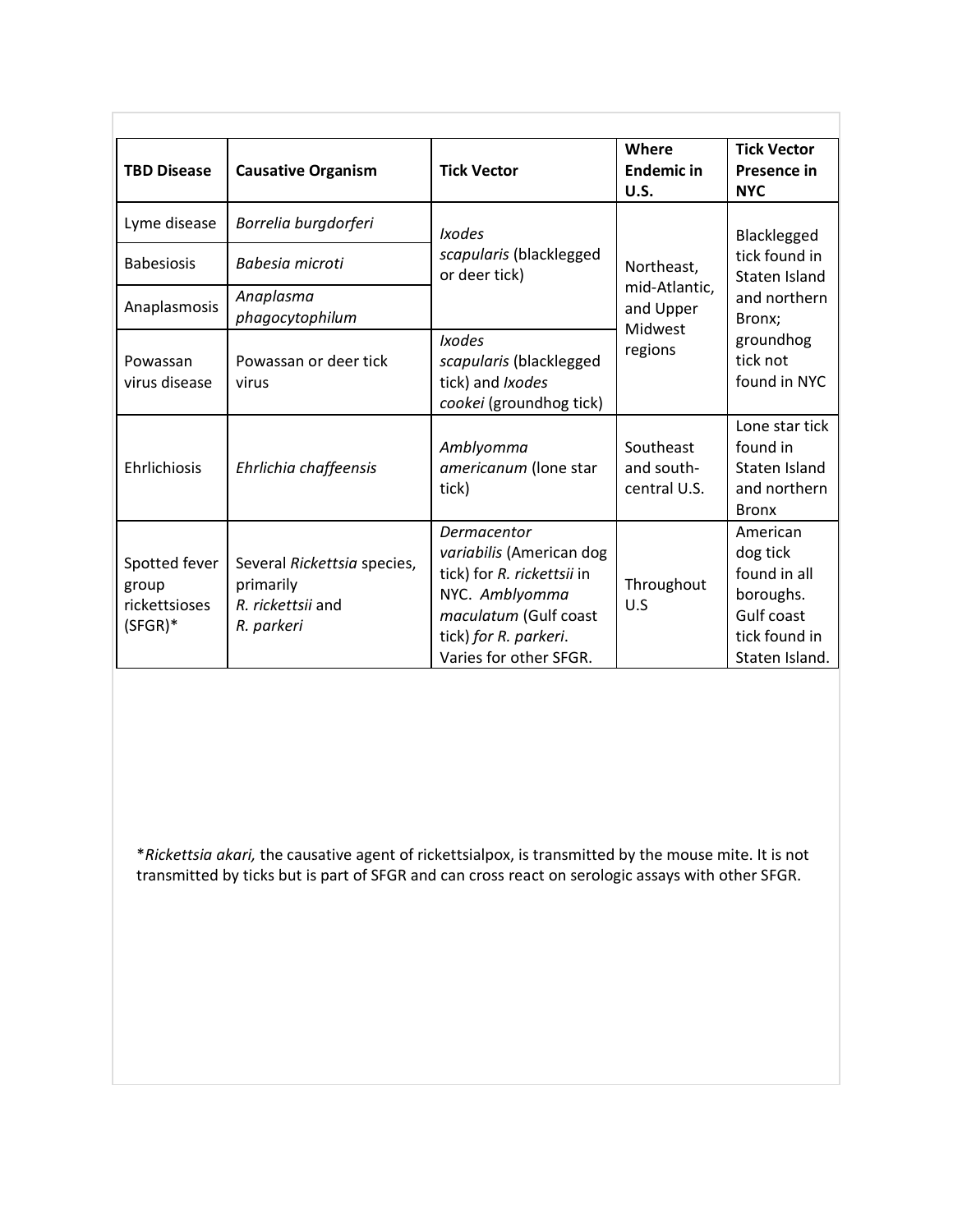| TBD Disease | Causative Organism | Tick Vector | Where Endemic in U.S. | Tick Vector Presence in NYC |
|---|---|---|---|---|
| Lyme disease | *Borrelia burgdorferi* | *Ixodes scapularis* (blacklegged or deer tick) | Northeast, mid-Atlantic, and Upper Midwest regions | Blacklegged tick found in Staten Island and northern Bronx; groundhog tick not found in NYC |
| Babesiosis | *Babesia microti* | | | |
| Anaplasmosis | *Anaplasma phagocytophilum* | | | |
| Powassan virus disease | Powassan or deer tick virus | *Ixodes scapularis* (blacklegged tick) and *Ixodes cookei* (groundhog tick) | | |
| Ehrlichiosis | *Ehrlichia chaffeensis* | *Amblyomma americanum* (lone star tick) | Southeast and south-central U.S. | Lone star tick found in Staten Island and northern Bronx |
| Spotted fever group rickettsioses (SFGR)* | Several *Rickettsia* species, primarily *R. rickettsii* and *R. parkeri* | *Dermacentor variabilis* (American dog tick) for *R. rickettsii* in NYC. *Amblyomma maculatum* (Gulf coast tick) *for R. parkeri*. Varies for other SFGR. | Throughout U.S | American dog tick found in all boroughs. Gulf coast tick found in Staten Island. |

**Rickettsia akari,* the causative agent of rickettsialpox, is transmitted by the mouse mite. It is not transmitted by ticks but is part of SFGR and can cross react on serologic assays with other SFGR.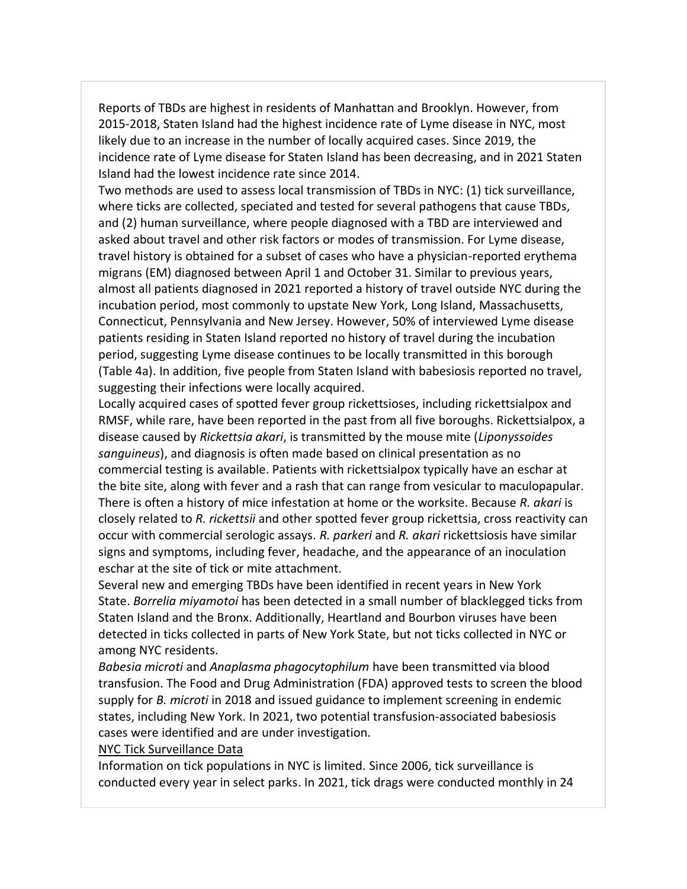Reports of TBDs are highest in residents of Manhattan and Brooklyn. However, from 2015-2018, Staten Island had the highest incidence rate of Lyme disease in NYC, most likely due to an increase in the number of locally acquired cases. Since 2019, the incidence rate of Lyme disease for Staten Island has been decreasing, and in 2021 Staten Island had the lowest incidence rate since 2014.

Two methods are used to assess local transmission of TBDs in NYC: (1) tick surveillance, where ticks are collected, speciated and tested for several pathogens that cause TBDs, and (2) human surveillance, where people diagnosed with a TBD are interviewed and asked about travel and other risk factors or modes of transmission. For Lyme disease, travel history is obtained for a subset of cases who have a physician-reported erythema migrans (EM) diagnosed between April 1 and October 31. Similar to previous years, almost all patients diagnosed in 2021 reported a history of travel outside NYC during the incubation period, most commonly to upstate New York, Long Island, Massachusetts, Connecticut, Pennsylvania and New Jersey. However, 50% of interviewed Lyme disease patients residing in Staten Island reported no history of travel during the incubation period, suggesting Lyme disease continues to be locally transmitted in this borough (Table 4a). In addition, five people from Staten Island with babesiosis reported no travel, suggesting their infections were locally acquired.

Locally acquired cases of spotted fever group rickettsioses, including rickettsialpox and RMSF, while rare, have been reported in the past from all five boroughs. Rickettsialpox, a disease caused by *Rickettsia akari*, is transmitted by the mouse mite (*Liponyssoides sanguineus*), and diagnosis is often made based on clinical presentation as no commercial testing is available. Patients with rickettsialpox typically have an eschar at the bite site, along with fever and a rash that can range from vesicular to maculopapular. There is often a history of mice infestation at home or the worksite. Because *R. akari* is closely related to *R. rickettsii* and other spotted fever group rickettsia, cross reactivity can occur with commercial serologic assays. *R. parkeri* and *R. akari* rickettsiosis have similar signs and symptoms, including fever, headache, and the appearance of an inoculation eschar at the site of tick or mite attachment.

Several new and emerging TBDs have been identified in recent years in New York State. *Borrelia miyamotoi* has been detected in a small number of blacklegged ticks from Staten Island and the Bronx. Additionally, Heartland and Bourbon viruses have been detected in ticks collected in parts of New York State, but not ticks collected in NYC or among NYC residents.

*Babesia microti* and *Anaplasma phagocytophilum* have been transmitted via blood transfusion. The Food and Drug Administration (FDA) approved tests to screen the blood supply for *B. microti* in 2018 and issued guidance to implement screening in endemic states, including New York. In 2021, two potential transfusion-associated babesiosis cases were identified and are under investigation.

NYC Tick Surveillance Data

Information on tick populations in NYC is limited. Since 2006, tick surveillance is conducted every year in select parks. In 2021, tick drags were conducted monthly in 24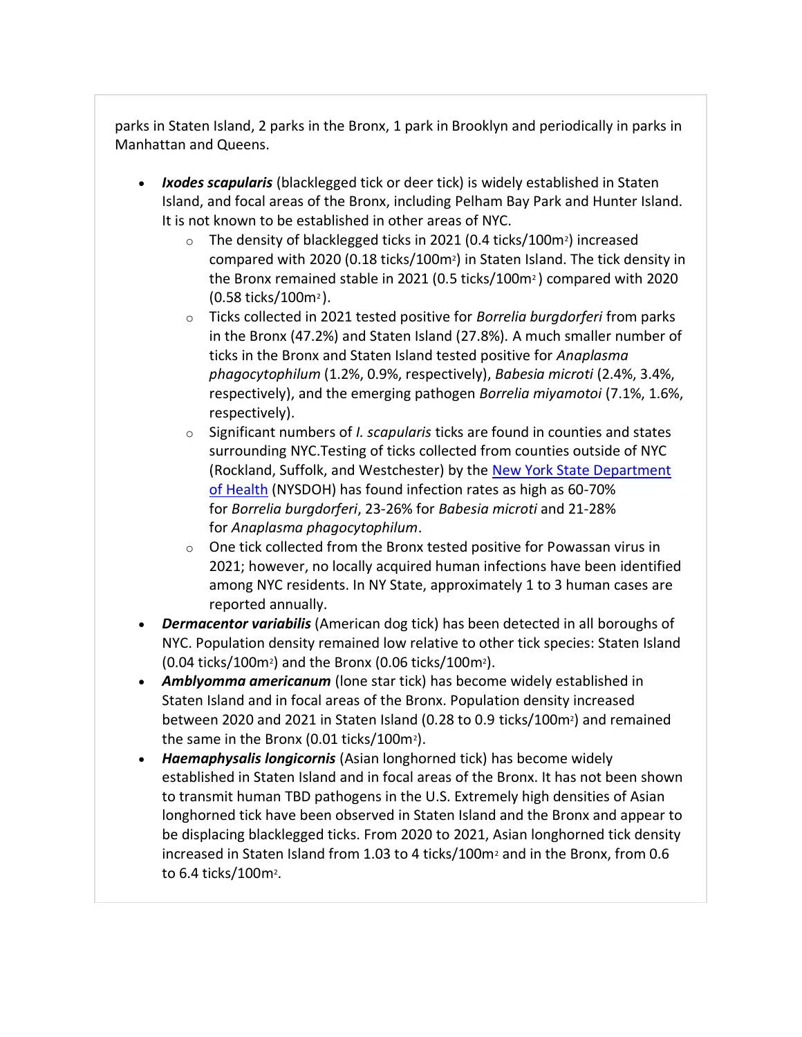parks in Staten Island, 2 parks in the Bronx, 1 park in Brooklyn and periodically in parks in Manhattan and Queens.

- ***Ixodes scapularis*** (blacklegged tick or deer tick) is widely established in Staten Island, and focal areas of the Bronx, including Pelham Bay Park and Hunter Island. It is not known to be established in other areas of NYC.
  - The density of blacklegged ticks in 2021 (0.4 ticks/100m$^2$) increased compared with 2020 (0.18 ticks/100m$^2$) in Staten Island. The tick density in the Bronx remained stable in 2021 (0.5 ticks/100m$^2$) compared with 2020 (0.58 ticks/100m$^2$).
  - Ticks collected in 2021 tested positive for *Borrelia burgdorferi* from parks in the Bronx (47.2%) and Staten Island (27.8%). A much smaller number of ticks in the Bronx and Staten Island tested positive for *Anaplasma phagocytophilum* (1.2%, 0.9%, respectively), *Babesia microti* (2.4%, 3.4%, respectively), and the emerging pathogen *Borrelia miyamotoi* (7.1%, 1.6%, respectively).
  - Significant numbers of *I. scapularis* ticks are found in counties and states surrounding NYC.Testing of ticks collected from counties outside of NYC (Rockland, Suffolk, and Westchester) by the New York State Department of Health (NYSDOH) has found infection rates as high as 60-70% for *Borrelia burgdorferi*, 23-26% for *Babesia microti* and 21-28% for *Anaplasma phagocytophilum*.
  - One tick collected from the Bronx tested positive for Powassan virus in 2021; however, no locally acquired human infections have been identified among NYC residents. In NY State, approximately 1 to 3 human cases are reported annually.
- ***Dermacentor variabilis*** (American dog tick) has been detected in all boroughs of NYC. Population density remained low relative to other tick species: Staten Island (0.04 ticks/100m$^2$) and the Bronx (0.06 ticks/100m$^2$).
- ***Amblyomma americanum*** (lone star tick) has become widely established in Staten Island and in focal areas of the Bronx. Population density increased between 2020 and 2021 in Staten Island (0.28 to 0.9 ticks/100m$^2$) and remained the same in the Bronx (0.01 ticks/100m$^2$).
- ***Haemaphysalis longicornis*** (Asian longhorned tick) has become widely established in Staten Island and in focal areas of the Bronx. It has not been shown to transmit human TBD pathogens in the U.S. Extremely high densities of Asian longhorned tick have been observed in Staten Island and the Bronx and appear to be displacing blacklegged ticks. From 2020 to 2021, Asian longhorned tick density increased in Staten Island from 1.03 to 4 ticks/100m$^2$ and in the Bronx, from 0.6 to 6.4 ticks/100m$^2$.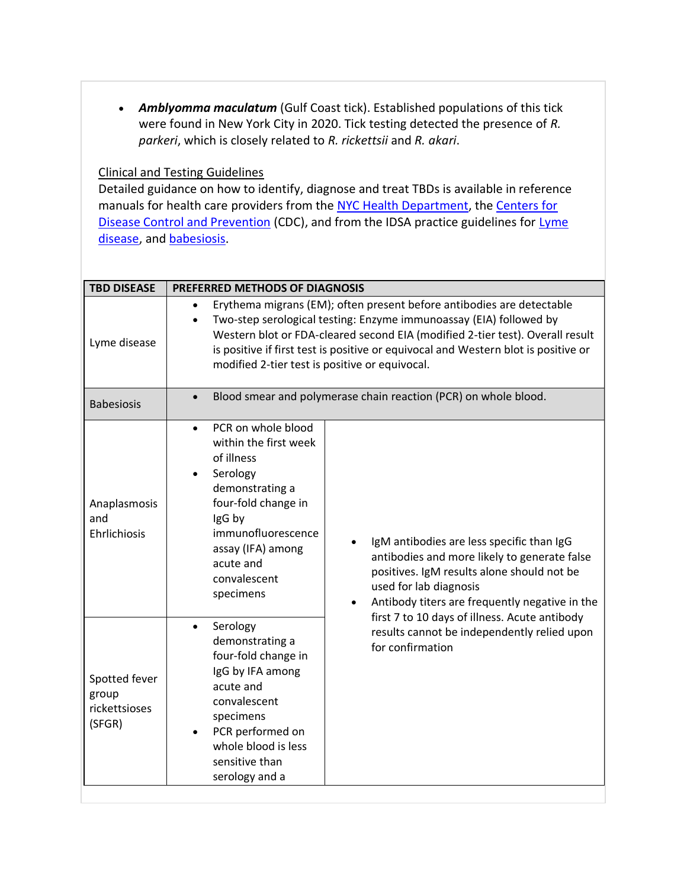- ***Amblyomma maculatum*** (Gulf Coast tick). Established populations of this tick were found in New York City in 2020. Tick testing detected the presence of *R. parkeri*, which is closely related to *R. rickettsii* and *R. akari*.

Clinical and Testing Guidelines

Detailed guidance on how to identify, diagnose and treat TBDs is available in reference manuals for health care providers from the NYC Health Department, the Centers for Disease Control and Prevention (CDC), and from the IDSA practice guidelines for Lyme disease, and babesiosis.

| TBD DISEASE | PREFERRED METHODS OF DIAGNOSIS | |
|---|---|---|
| Lyme disease | • Erythema migrans (EM); often present before antibodies are detectable<br>• Two-step serological testing: Enzyme immunoassay (EIA) followed by Western blot or FDA-cleared second EIA (modified 2-tier test). Overall result is positive if first test is positive or equivocal and Western blot is positive or modified 2-tier test is positive or equivocal. | |
| Babesiosis | • Blood smear and polymerase chain reaction (PCR) on whole blood. | |
| Anaplasmosis and Ehrlichiosis | • PCR on whole blood within the first week of illness<br>• Serology demonstrating a four-fold change in IgG by immunofluorescence assay (IFA) among acute and convalescent specimens | • IgM antibodies are less specific than IgG antibodies and more likely to generate false positives. IgM results alone should not be used for lab diagnosis<br>• Antibody titers are frequently negative in the first 7 to 10 days of illness. Acute antibody results cannot be independently relied upon for confirmation |
| Spotted fever group rickettsioses (SFGR) | • Serology demonstrating a four-fold change in IgG by IFA among acute and convalescent specimens<br>• PCR performed on whole blood is less sensitive than serology and a | |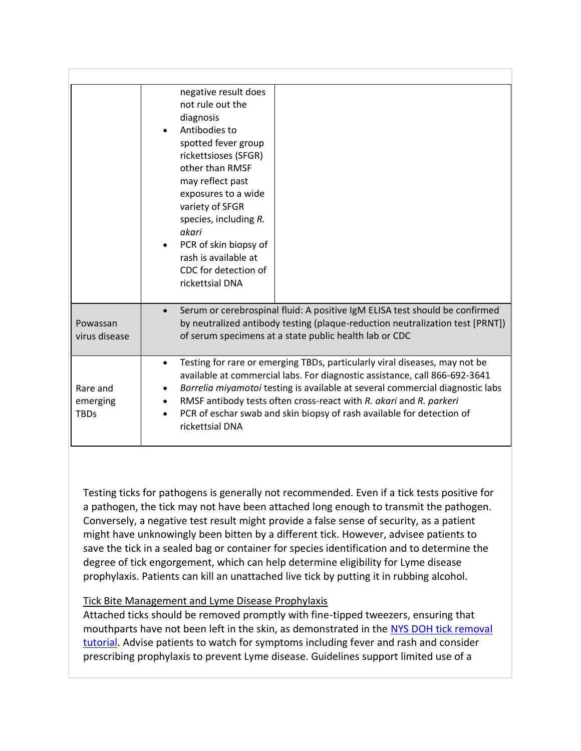| | | |
|---|---|---|
| | negative result does not rule out the diagnosis<br>• Antibodies to spotted fever group rickettsioses (SFGR) other than RMSF may reflect past exposures to a wide variety of SFGR species, including *R. akari*<br>• PCR of skin biopsy of rash is available at CDC for detection of rickettsial DNA | |
| Powassan virus disease | • Serum or cerebrospinal fluid: A positive IgM ELISA test should be confirmed by neutralized antibody testing (plaque-reduction neutralization test [PRNT]) of serum specimens at a state public health lab or CDC | |
| Rare and emerging TBDs | • Testing for rare or emerging TBDs, particularly viral diseases, may not be available at commercial labs. For diagnostic assistance, call 866-692-3641<br>• *Borrelia miyamotoi* testing is available at several commercial diagnostic labs<br>• RMSF antibody tests often cross-react with *R. akari* and *R. parkeri*<br>• PCR of eschar swab and skin biopsy of rash available for detection of rickettsial DNA | |

Testing ticks for pathogens is generally not recommended. Even if a tick tests positive for a pathogen, the tick may not have been attached long enough to transmit the pathogen. Conversely, a negative test result might provide a false sense of security, as a patient might have unknowingly been bitten by a different tick. However, advisee patients to save the tick in a sealed bag or container for species identification and to determine the degree of tick engorgement, which can help determine eligibility for Lyme disease prophylaxis. Patients can kill an unattached live tick by putting it in rubbing alcohol.

Tick Bite Management and Lyme Disease Prophylaxis

Attached ticks should be removed promptly with fine-tipped tweezers, ensuring that mouthparts have not been left in the skin, as demonstrated in the [NYS DOH tick removal tutorial](). Advise patients to watch for symptoms including fever and rash and consider prescribing prophylaxis to prevent Lyme disease. Guidelines support limited use of a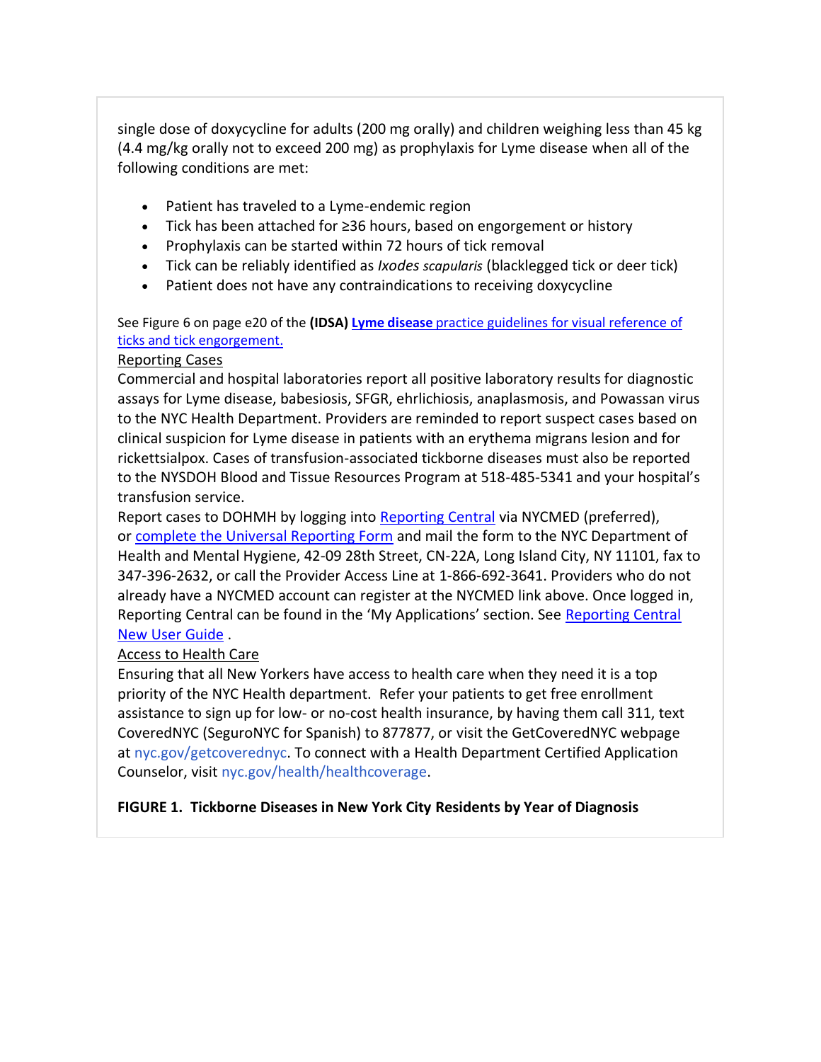single dose of doxycycline for adults (200 mg orally) and children weighing less than 45 kg (4.4 mg/kg orally not to exceed 200 mg) as prophylaxis for Lyme disease when all of the following conditions are met:

- Patient has traveled to a Lyme-endemic region
- Tick has been attached for ≥36 hours, based on engorgement or history
- Prophylaxis can be started within 72 hours of tick removal
- Tick can be reliably identified as *Ixodes scapularis* (blacklegged tick or deer tick)
- Patient does not have any contraindications to receiving doxycycline

See Figure 6 on page e20 of the **(IDSA)** **Lyme disease** practice guidelines for visual reference of ticks and tick engorgement.

Reporting Cases

Commercial and hospital laboratories report all positive laboratory results for diagnostic assays for Lyme disease, babesiosis, SFGR, ehrlichiosis, anaplasmosis, and Powassan virus to the NYC Health Department. Providers are reminded to report suspect cases based on clinical suspicion for Lyme disease in patients with an erythema migrans lesion and for rickettsialpox. Cases of transfusion-associated tickborne diseases must also be reported to the NYSDOH Blood and Tissue Resources Program at 518-485-5341 and your hospital's transfusion service.

Report cases to DOHMH by logging into Reporting Central via NYCMED (preferred), or complete the Universal Reporting Form and mail the form to the NYC Department of Health and Mental Hygiene, 42-09 28th Street, CN-22A, Long Island City, NY 11101, fax to 347-396-2632, or call the Provider Access Line at 1-866-692-3641. Providers who do not already have a NYCMED account can register at the NYCMED link above. Once logged in, Reporting Central can be found in the 'My Applications' section. See Reporting Central New User Guide .

Access to Health Care

Ensuring that all New Yorkers have access to health care when they need it is a top priority of the NYC Health department. Refer your patients to get free enrollment assistance to sign up for low- or no-cost health insurance, by having them call 311, text CoveredNYC (SeguroNYC for Spanish) to 877877, or visit the GetCoveredNYC webpage at nyc.gov/getcoverednyc. To connect with a Health Department Certified Application Counselor, visit nyc.gov/health/healthcoverage.

**FIGURE 1. Tickborne Diseases in New York City Residents by Year of Diagnosis**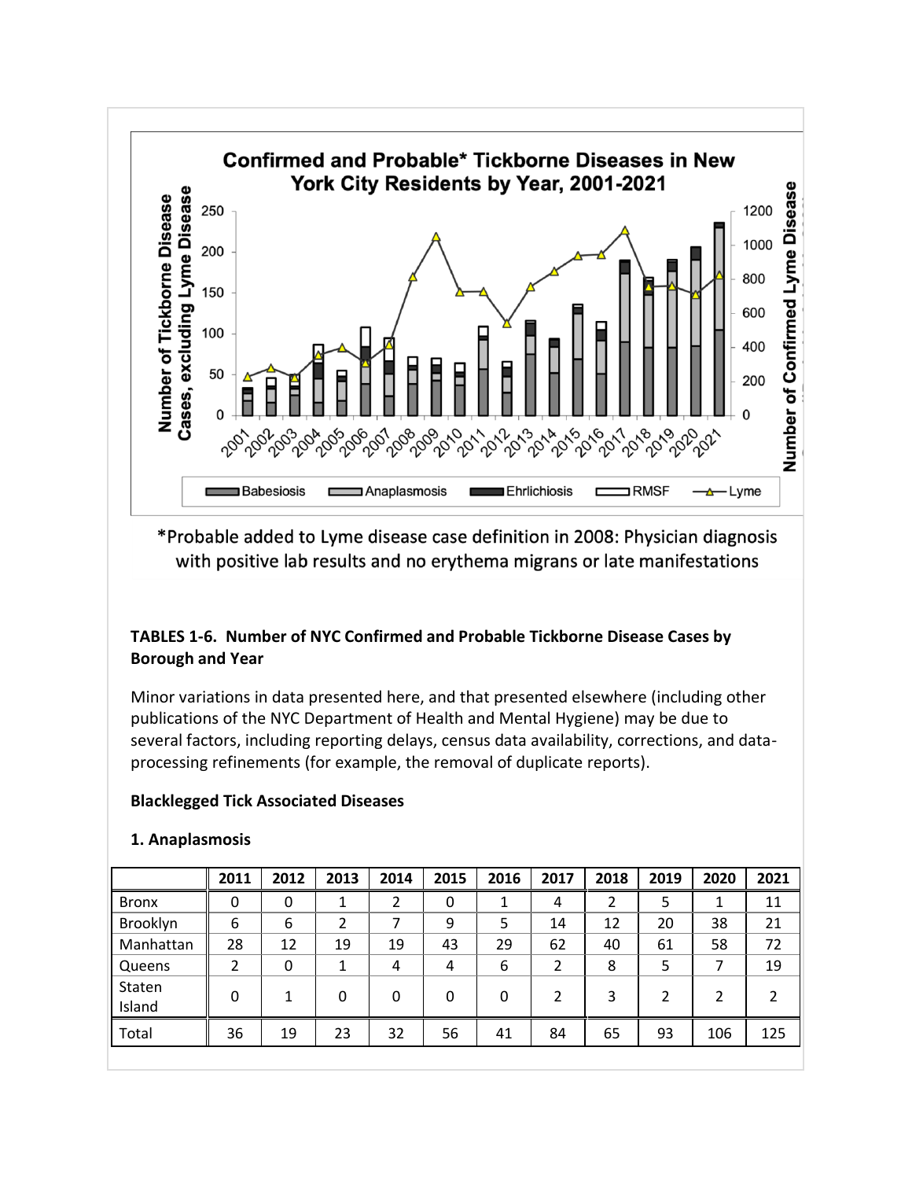**Confirmed and Probable* Tickborne Diseases in New York City Residents by Year, 2001-2021**

*Probable added to Lyme disease case definition in 2008: Physician diagnosis with positive lab results and no erythema migrans or late manifestations

**TABLES 1-6. Number of NYC Confirmed and Probable Tickborne Disease Cases by Borough and Year**

Minor variations in data presented here, and that presented elsewhere (including other publications of the NYC Department of Health and Mental Hygiene) may be due to several factors, including reporting delays, census data availability, corrections, and data-processing refinements (for example, the removal of duplicate reports).

**Blacklegged Tick Associated Diseases**

**1. Anaplasmosis**

| | 2011 | 2012 | 2013 | 2014 | 2015 | 2016 | 2017 | 2018 | 2019 | 2020 | 2021 |
|---|---|---|---|---|---|---|---|---|---|---|---|
| Bronx | 0 | 0 | 1 | 2 | 0 | 1 | 4 | 2 | 5 | 1 | 11 |
| Brooklyn | 6 | 6 | 2 | 7 | 9 | 5 | 14 | 12 | 20 | 38 | 21 |
| Manhattan | 28 | 12 | 19 | 19 | 43 | 29 | 62 | 40 | 61 | 58 | 72 |
| Queens | 2 | 0 | 1 | 4 | 4 | 6 | 2 | 8 | 5 | 7 | 19 |
| Staten Island | 0 | 1 | 0 | 0 | 0 | 0 | 2 | 3 | 2 | 2 | 2 |
| Total | 36 | 19 | 23 | 32 | 56 | 41 | 84 | 65 | 93 | 106 | 125 |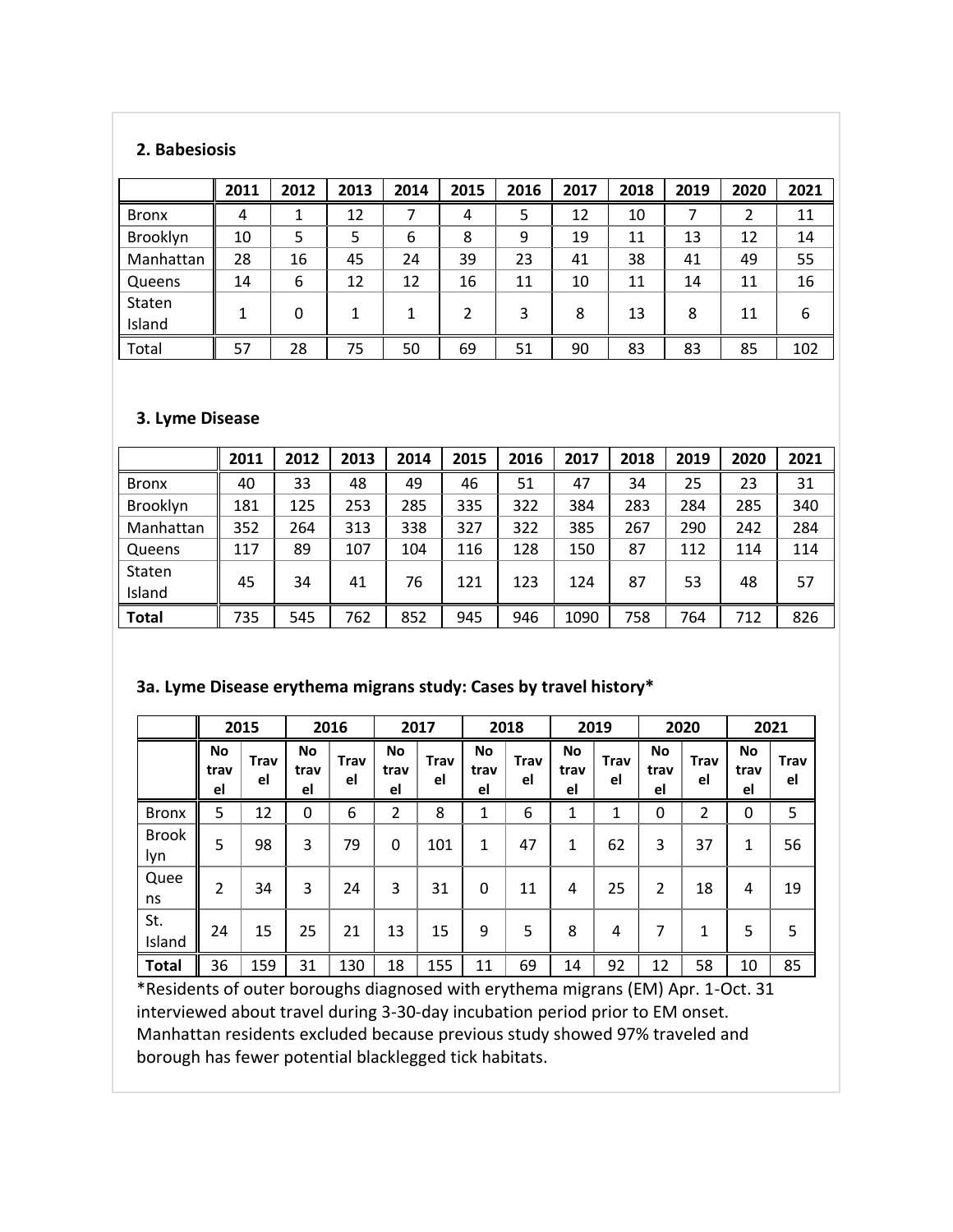### 2. Babesiosis

| | 2011 | 2012 | 2013 | 2014 | 2015 | 2016 | 2017 | 2018 | 2019 | 2020 | 2021 |
|---|---|---|---|---|---|---|---|---|---|---|---|
| Bronx | 4 | 1 | 12 | 7 | 4 | 5 | 12 | 10 | 7 | 2 | 11 |
| Brooklyn | 10 | 5 | 5 | 6 | 8 | 9 | 19 | 11 | 13 | 12 | 14 |
| Manhattan | 28 | 16 | 45 | 24 | 39 | 23 | 41 | 38 | 41 | 49 | 55 |
| Queens | 14 | 6 | 12 | 12 | 16 | 11 | 10 | 11 | 14 | 11 | 16 |
| Staten Island | 1 | 0 | 1 | 1 | 2 | 3 | 8 | 13 | 8 | 11 | 6 |
| Total | 57 | 28 | 75 | 50 | 69 | 51 | 90 | 83 | 83 | 85 | 102 |

### 3. Lyme Disease

| | 2011 | 2012 | 2013 | 2014 | 2015 | 2016 | 2017 | 2018 | 2019 | 2020 | 2021 |
|---|---|---|---|---|---|---|---|---|---|---|---|
| Bronx | 40 | 33 | 48 | 49 | 46 | 51 | 47 | 34 | 25 | 23 | 31 |
| Brooklyn | 181 | 125 | 253 | 285 | 335 | 322 | 384 | 283 | 284 | 285 | 340 |
| Manhattan | 352 | 264 | 313 | 338 | 327 | 322 | 385 | 267 | 290 | 242 | 284 |
| Queens | 117 | 89 | 107 | 104 | 116 | 128 | 150 | 87 | 112 | 114 | 114 |
| Staten Island | 45 | 34 | 41 | 76 | 121 | 123 | 124 | 87 | 53 | 48 | 57 |
| **Total** | 735 | 545 | 762 | 852 | 945 | 946 | 1090 | 758 | 764 | 712 | 826 |

### 3a. Lyme Disease erythema migrans study: Cases by travel history*

| | 2015 | | 2016 | | 2017 | | 2018 | | 2019 | | 2020 | | 2021 | |
|---|---|---|---|---|---|---|---|---|---|---|---|---|---|---|
| | **No travel** | **Travel** | **No travel** | **Travel** | **No travel** | **Travel** | **No travel** | **Travel** | **No travel** | **Travel** | **No travel** | **Travel** | **No travel** | **Travel** |
| Bronx | 5 | 12 | 0 | 6 | 2 | 8 | 1 | 6 | 1 | 1 | 0 | 2 | 0 | 5 |
| Brooklyn | 5 | 98 | 3 | 79 | 0 | 101 | 1 | 47 | 1 | 62 | 3 | 37 | 1 | 56 |
| Queens | 2 | 34 | 3 | 24 | 3 | 31 | 0 | 11 | 4 | 25 | 2 | 18 | 4 | 19 |
| St. Island | 24 | 15 | 25 | 21 | 13 | 15 | 9 | 5 | 8 | 4 | 7 | 1 | 5 | 5 |
| **Total** | 36 | 159 | 31 | 130 | 18 | 155 | 11 | 69 | 14 | 92 | 12 | 58 | 10 | 85 |

*Residents of outer boroughs diagnosed with erythema migrans (EM) Apr. 1-Oct. 31 interviewed about travel during 3-30-day incubation period prior to EM onset. Manhattan residents excluded because previous study showed 97% traveled and borough has fewer potential blacklegged tick habitats.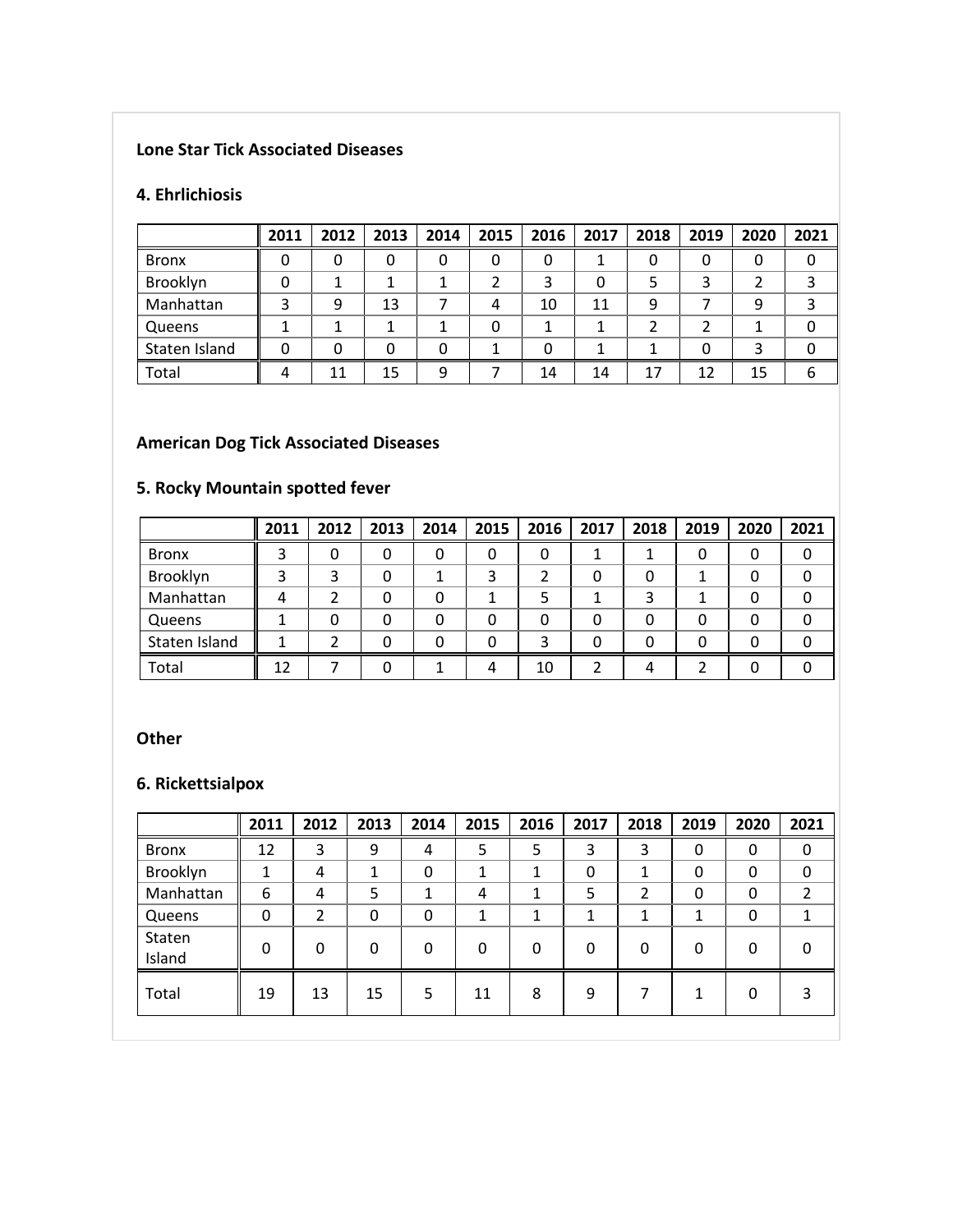**Lone Star Tick Associated Diseases**

**4. Ehrlichiosis**

| | 2011 | 2012 | 2013 | 2014 | 2015 | 2016 | 2017 | 2018 | 2019 | 2020 | 2021 |
|---|---|---|---|---|---|---|---|---|---|---|---|
| Bronx | 0 | 0 | 0 | 0 | 0 | 0 | 1 | 0 | 0 | 0 | 0 |
| Brooklyn | 0 | 1 | 1 | 1 | 2 | 3 | 0 | 5 | 3 | 2 | 3 |
| Manhattan | 3 | 9 | 13 | 7 | 4 | 10 | 11 | 9 | 7 | 9 | 3 |
| Queens | 1 | 1 | 1 | 1 | 0 | 1 | 1 | 2 | 2 | 1 | 0 |
| Staten Island | 0 | 0 | 0 | 0 | 1 | 0 | 1 | 1 | 0 | 3 | 0 |
| Total | 4 | 11 | 15 | 9 | 7 | 14 | 14 | 17 | 12 | 15 | 6 |

**American Dog Tick Associated Diseases**

**5. Rocky Mountain spotted fever**

| | 2011 | 2012 | 2013 | 2014 | 2015 | 2016 | 2017 | 2018 | 2019 | 2020 | 2021 |
|---|---|---|---|---|---|---|---|---|---|---|---|
| Bronx | 3 | 0 | 0 | 0 | 0 | 0 | 1 | 1 | 0 | 0 | 0 |
| Brooklyn | 3 | 3 | 0 | 1 | 3 | 2 | 0 | 0 | 1 | 0 | 0 |
| Manhattan | 4 | 2 | 0 | 0 | 1 | 5 | 1 | 3 | 1 | 0 | 0 |
| Queens | 1 | 0 | 0 | 0 | 0 | 0 | 0 | 0 | 0 | 0 | 0 |
| Staten Island | 1 | 2 | 0 | 0 | 0 | 3 | 0 | 0 | 0 | 0 | 0 |
| Total | 12 | 7 | 0 | 1 | 4 | 10 | 2 | 4 | 2 | 0 | 0 |

**Other**

**6. Rickettsialpox**

| | 2011 | 2012 | 2013 | 2014 | 2015 | 2016 | 2017 | 2018 | 2019 | 2020 | 2021 |
|---|---|---|---|---|---|---|---|---|---|---|---|
| Bronx | 12 | 3 | 9 | 4 | 5 | 5 | 3 | 3 | 0 | 0 | 0 |
| Brooklyn | 1 | 4 | 1 | 0 | 1 | 1 | 0 | 1 | 0 | 0 | 0 |
| Manhattan | 6 | 4 | 5 | 1 | 4 | 1 | 5 | 2 | 0 | 0 | 2 |
| Queens | 0 | 2 | 0 | 0 | 1 | 1 | 1 | 1 | 1 | 0 | 1 |
| Staten Island | 0 | 0 | 0 | 0 | 0 | 0 | 0 | 0 | 0 | 0 | 0 |
| Total | 19 | 13 | 15 | 5 | 11 | 8 | 9 | 7 | 1 | 0 | 3 |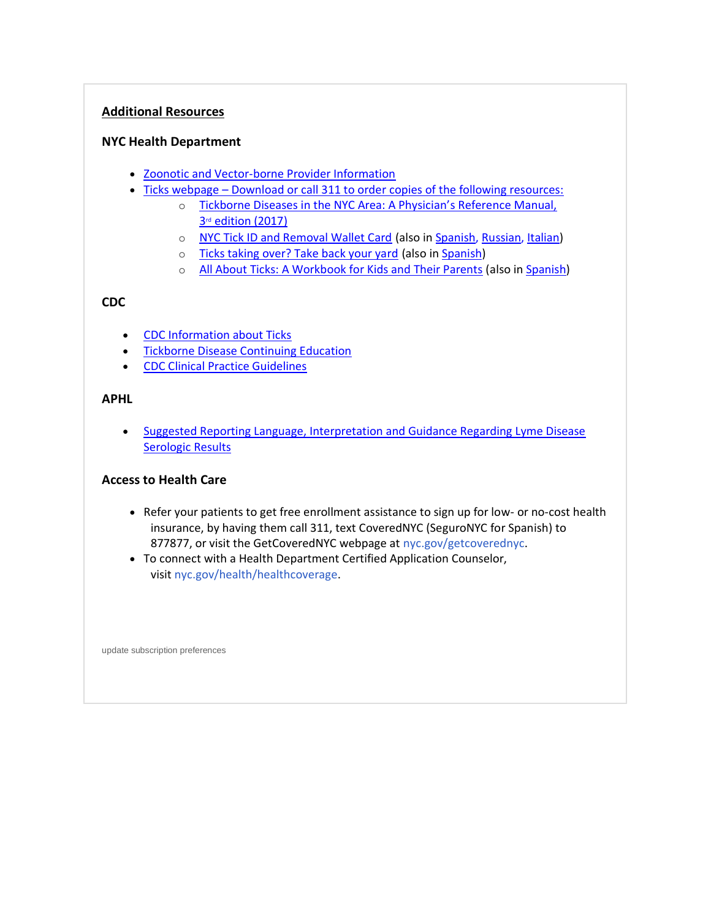## Additional Resources

### NYC Health Department

- Zoonotic and Vector-borne Provider Information
- Ticks webpage – Download or call 311 to order copies of the following resources:
  - Tickborne Diseases in the NYC Area: A Physician's Reference Manual, 3rd edition (2017)
  - NYC Tick ID and Removal Wallet Card (also in Spanish, Russian, Italian)
  - Ticks taking over? Take back your yard (also in Spanish)
  - All About Ticks: A Workbook for Kids and Their Parents (also in Spanish)

### CDC

- CDC Information about Ticks
- Tickborne Disease Continuing Education
- CDC Clinical Practice Guidelines

### APHL

- Suggested Reporting Language, Interpretation and Guidance Regarding Lyme Disease Serologic Results

### Access to Health Care

- Refer your patients to get free enrollment assistance to sign up for low- or no-cost health insurance, by having them call 311, text CoveredNYC (SeguroNYC for Spanish) to 877877, or visit the GetCoveredNYC webpage at nyc.gov/getcoverednyc.
- To connect with a Health Department Certified Application Counselor, visit nyc.gov/health/healthcoverage.

update subscription preferences